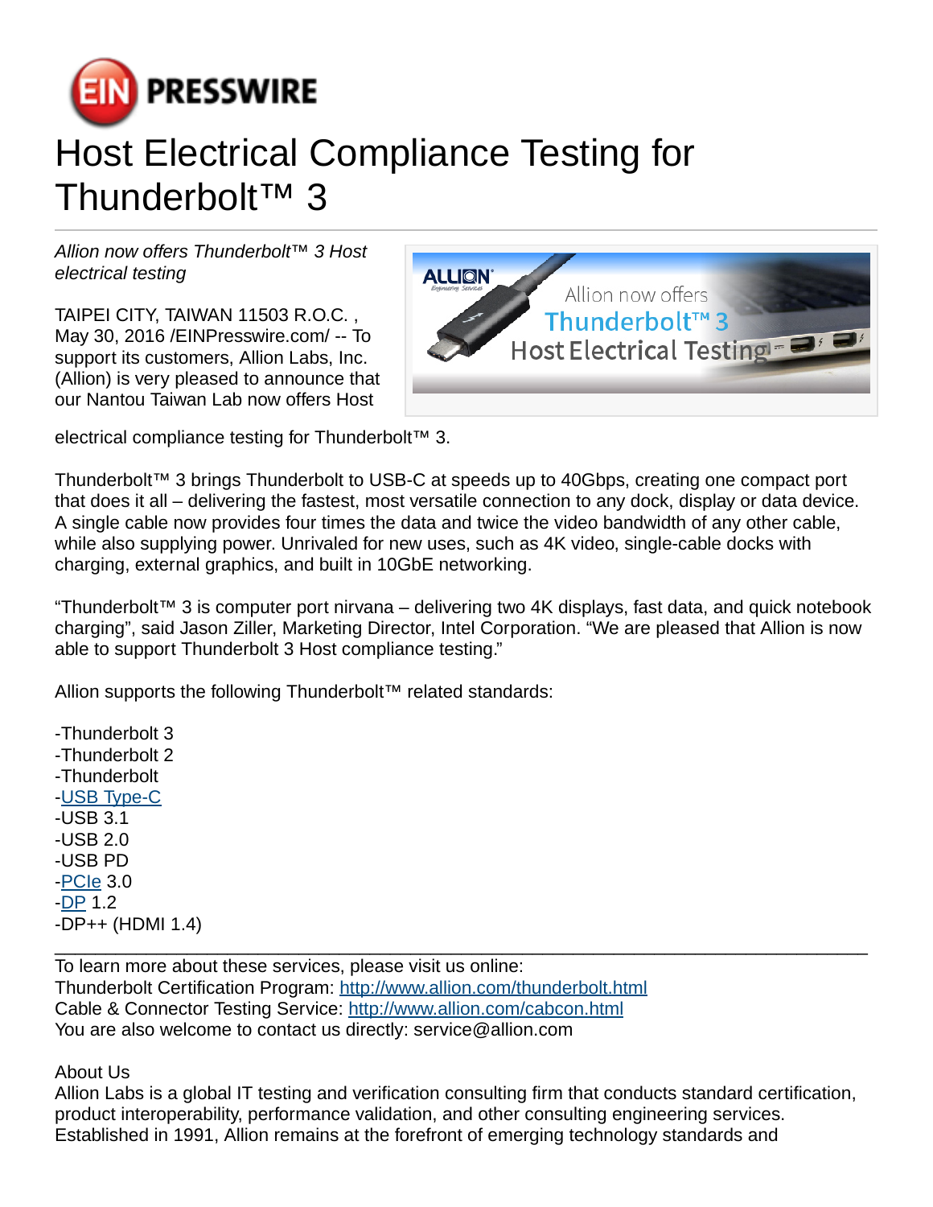# Host Electrical Compliance Testing for Thunderbolt™ 3

*Allion now offers Thunderbolt™ 3 Host electrical testing*

TAIPEI CITY, TAIWAN 11503 R.O.C. , May 30, 2016 /EINPresswire.com/ -- To support its customers, Allion Labs, Inc. (Allion) is very pleased to announce that our Nantou Taiwan Lab now offers Host electrical compliance testing for Thunderbolt™ 3.

Thunderbolt™ 3 brings Thunderbolt to USB-C at speeds up to 40Gbps, creating one compact port that does it all – delivering the fastest, most versatile connection to any dock, display or data device. A single cable now provides four times the data and twice the video bandwidth of any other cable, while also supplying power. Unrivaled for new uses, such as 4K video, single-cable docks with charging, external graphics, and built in 10GbE networking.

“Thunderbolt™ 3 is computer port nirvana – delivering two 4K displays, fast data, and quick notebook charging”, said Jason Ziller, Marketing Director, Intel Corporation. “We are pleased that Allion is now able to support Thunderbolt 3 Host compliance testing.”

Allion supports the following Thunderbolt™ related standards:

-Thunderbolt 3
-Thunderbolt 2
-Thunderbolt
-[USB Type-C](USB Type-C)
-USB 3.1
-USB 2.0
-USB PD
-[PCIe](PCIe) 3.0
-[DP](DP) 1.2
-DP++ (HDMI 1.4)

---

To learn more about these services, please visit us online:
Thunderbolt Certification Program: http://www.allion.com/thunderbolt.html
Cable & Connector Testing Service: http://www.allion.com/cabcon.html
You are also welcome to contact us directly: service@allion.com

About Us
Allion Labs is a global IT testing and verification consulting firm that conducts standard certification, product interoperability, performance validation, and other consulting engineering services. Established in 1991, Allion remains at the forefront of emerging technology standards and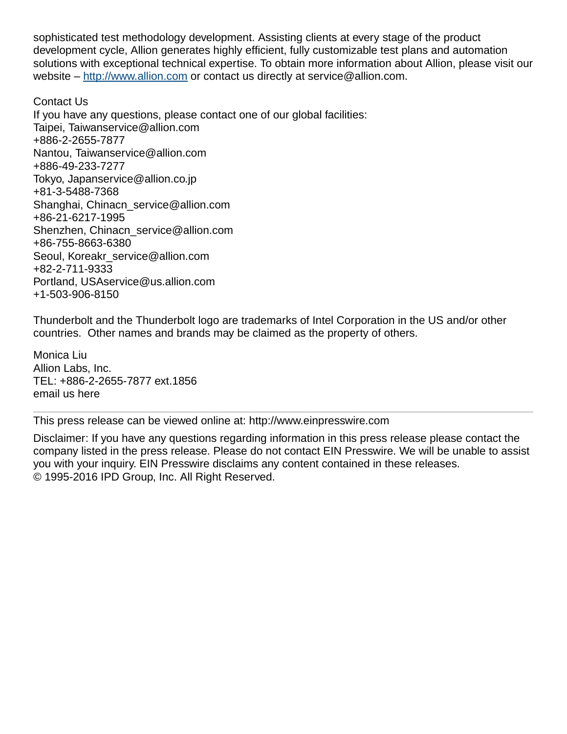sophisticated test methodology development. Assisting clients at every stage of the product development cycle, Allion generates highly efficient, fully customizable test plans and automation solutions with exceptional technical expertise. To obtain more information about Allion, please visit our website – http://www.allion.com or contact us directly at service@allion.com.

Contact Us
If you have any questions, please contact one of our global facilities:
Taipei, Taiwanservice@allion.com
+886-2-2655-7877
Nantou, Taiwanservice@allion.com
+886-49-233-7277
Tokyo, Japanservice@allion.co.jp
+81-3-5488-7368
Shanghai, Chinacn_service@allion.com
+86-21-6217-1995
Shenzhen, Chinacn_service@allion.com
+86-755-8663-6380
Seoul, Koreakr_service@allion.com
+82-2-711-9333
Portland, USAservice@us.allion.com
+1-503-906-8150

Thunderbolt and the Thunderbolt logo are trademarks of Intel Corporation in the US and/or other countries. Other names and brands may be claimed as the property of others.

Monica Liu
Allion Labs, Inc.
TEL: +886-2-2655-7877 ext.1856
email us here

---

This press release can be viewed online at: http://www.einpresswire.com

Disclaimer: If you have any questions regarding information in this press release please contact the company listed in the press release. Please do not contact EIN Presswire. We will be unable to assist you with your inquiry. EIN Presswire disclaims any content contained in these releases.
© 1995-2016 IPD Group, Inc. All Right Reserved.